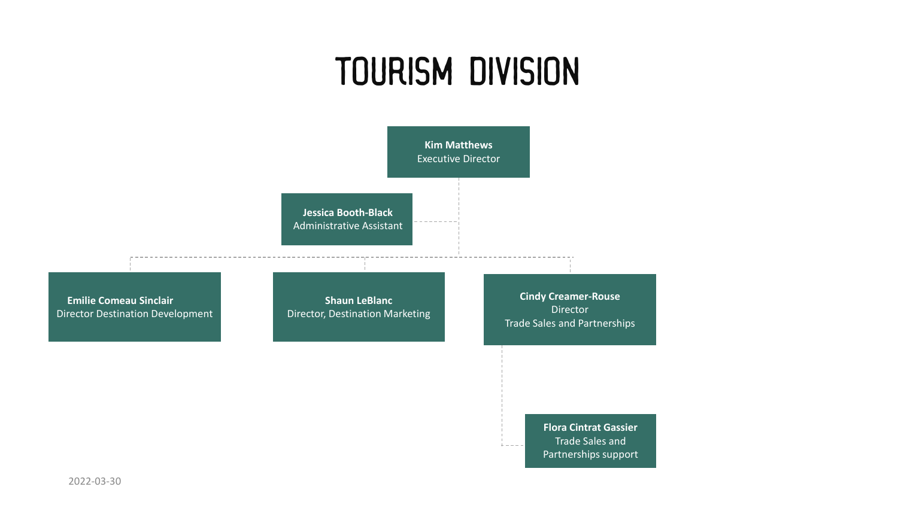# TOURISM DIVISION

**Kim Matthews**
Executive Director

**Jessica Booth-Black**
Administrative Assistant

**Emilie Comeau Sinclair**
Director Destination Development

**Shaun LeBlanc**
Director, Destination Marketing

**Cindy Creamer-Rouse**
Director
Trade Sales and Partnerships

**Flora Cintrat Gassier**
Trade Sales and Partnerships support

2022-03-30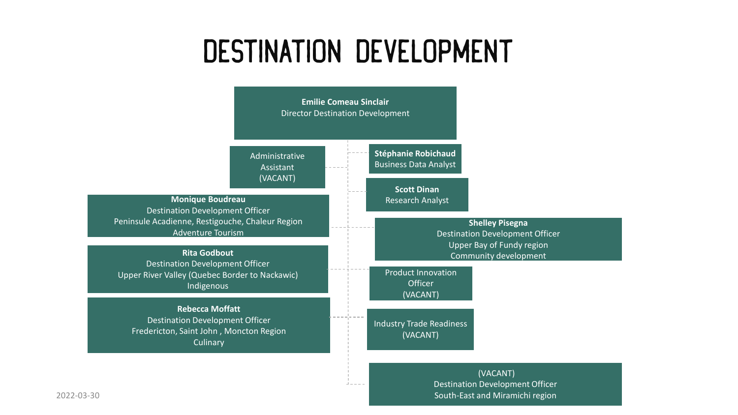# DESTINATION DEVELOPMENT

**Emilie Comeau Sinclair**
Director Destination Development

Administrative Assistant
(VACANT)

**Stéphanie Robichaud**
Business Data Analyst

**Scott Dinan**
Research Analyst

**Monique Boudreau**
Destination Development Officer
Peninsule Acadienne, Restigouche, Chaleur Region
Adventure Tourism

**Shelley Pisegna**
Destination Development Officer
Upper Bay of Fundy region
Community development

**Rita Godbout**
Destination Development Officer
Upper River Valley (Quebec Border to Nackawic)
Indigenous

Product Innovation Officer
(VACANT)

**Rebecca Moffatt**
Destination Development Officer
Fredericton, Saint John , Moncton Region
Culinary

Industry Trade Readiness
(VACANT)

(VACANT)
Destination Development Officer
South-East and Miramichi region

2022-03-30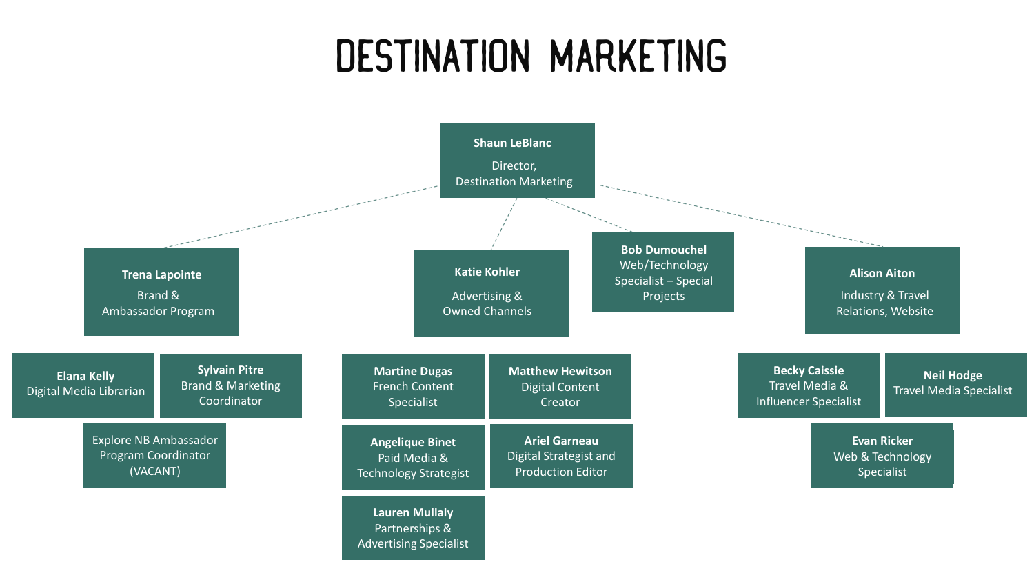# DESTINATION MARKETING

**Shaun LeBlanc**
Director, Destination Marketing

- **Trena Lapointe**
  Brand & Ambassador Program
  - **Elana Kelly** – Digital Media Librarian
  - **Sylvain Pitre** – Brand & Marketing Coordinator
  - Explore NB Ambassador Program Coordinator (VACANT)

- **Katie Kohler**
  Advertising & Owned Channels
  - **Martine Dugas** – French Content Specialist
  - **Matthew Hewitson** – Digital Content Creator
  - **Angelique Binet** – Paid Media & Technology Strategist
  - **Ariel Garneau** – Digital Strategist and Production Editor
  - **Lauren Mullaly** – Partnerships & Advertising Specialist

- **Bob Dumouchel**
  Web/Technology Specialist – Special Projects

- **Alison Aiton**
  Industry & Travel Relations, Website
  - **Becky Caissie** – Travel Media & Influencer Specialist
  - **Neil Hodge** – Travel Media Specialist
  - **Evan Ricker** – Web & Technology Specialist